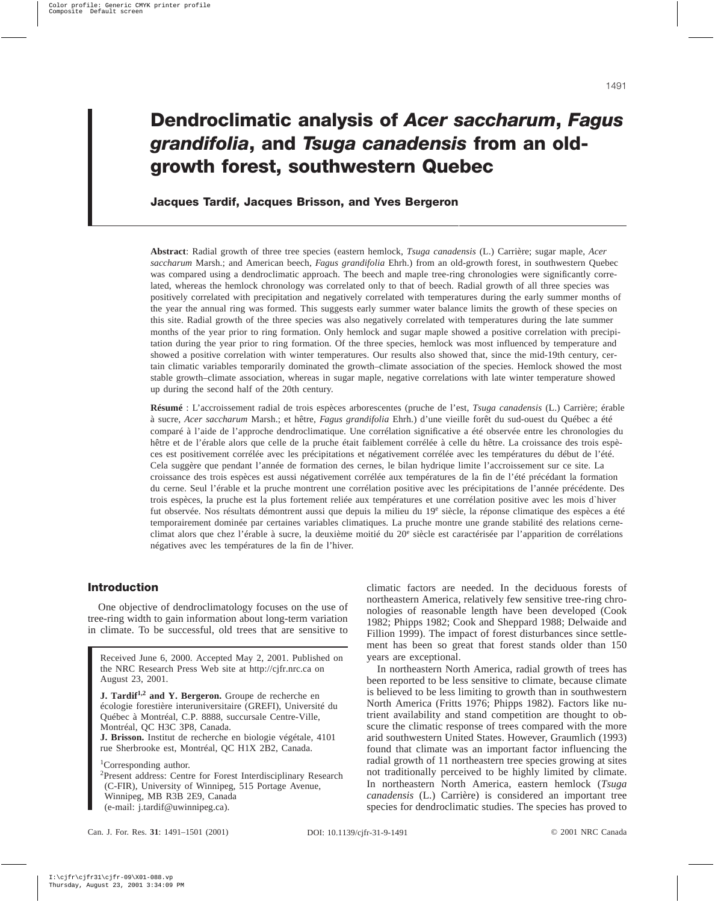# Dendroclimatic analysis of *Acer saccharum*, *Fagus grandifolia*, and *Tsuga canadensis* from an old-growth forest, southwestern Quebec

**Jacques Tardif, Jacques Brisson, and Yves Bergeron**

**Abstract**: Radial growth of three tree species (eastern hemlock, *Tsuga canadensis* (L.) Carrière; sugar maple, *Acer saccharum* Marsh.; and American beech, *Fagus grandifolia* Ehrh.) from an old-growth forest, in southwestern Quebec was compared using a dendroclimatic approach. The beech and maple tree-ring chronologies were significantly correlated, whereas the hemlock chronology was correlated only to that of beech. Radial growth of all three species was positively correlated with precipitation and negatively correlated with temperatures during the early summer months of the year the annual ring was formed. This suggests early summer water balance limits the growth of these species on this site. Radial growth of the three species was also negatively correlated with temperatures during the late summer months of the year prior to ring formation. Only hemlock and sugar maple showed a positive correlation with precipitation during the year prior to ring formation. Of the three species, hemlock was most influenced by temperature and showed a positive correlation with winter temperatures. Our results also showed that, since the mid-19th century, certain climatic variables temporarily dominated the growth–climate association of the species. Hemlock showed the most stable growth–climate association, whereas in sugar maple, negative correlations with late winter temperature showed up during the second half of the 20th century.

**Résumé** : L'accroissement radial de trois espèces arborescentes (pruche de l'est, *Tsuga canadensis* (L.) Carrière; érable à sucre, *Acer saccharum* Marsh.; et hêtre, *Fagus grandifolia* Ehrh.) d'une vieille forêt du sud-ouest du Québec a été comparé à l'aide de l'approche dendroclimatique. Une corrélation significative a été observée entre les chronologies du hêtre et de l'érable alors que celle de la pruche était faiblement corrélée à celle du hêtre. La croissance des trois espèces est positivement corrélée avec les précipitations et négativement corrélée avec les températures du début de l'été. Cela suggère que pendant l'année de formation des cernes, le bilan hydrique limite l'accroissement sur ce site. La croissance des trois espèces est aussi négativement corrélée aux températures de la fin de l'été précédant la formation du cerne. Seul l'érable et la pruche montrent une corrélation positive avec les précipitations de l'année précédente. Des trois espèces, la pruche est la plus fortement reliée aux températures et une corrélation positive avec les mois d`hiver fut observée. Nos résultats démontrent aussi que depuis la milieu du 19e siècle, la réponse climatique des espèces a été temporairement dominée par certaines variables climatiques. La pruche montre une grande stabilité des relations cerne-climat alors que chez l'érable à sucre, la deuxième moitié du 20e siècle est caractérisée par l'apparition de corrélations négatives avec les températures de la fin de l'hiver.

## Introduction

One objective of dendroclimatology focuses on the use of tree-ring width to gain information about long-term variation in climate. To be successful, old trees that are sensitive to climatic factors are needed. In the deciduous forests of northeastern America, relatively few sensitive tree-ring chronologies of reasonable length have been developed (Cook 1982; Phipps 1982; Cook and Sheppard 1988; Delwaide and Fillion 1999). The impact of forest disturbances since settlement has been so great that forest stands older than 150 years are exceptional.

In northeastern North America, radial growth of trees has been reported to be less sensitive to climate, because climate is believed to be less limiting to growth than in southwestern North America (Fritts 1976; Phipps 1982). Factors like nutrient availability and stand competition are thought to obscure the climatic response of trees compared with the more arid southwestern United States. However, Graumlich (1993) found that climate was an important factor influencing the radial growth of 11 northeastern tree species growing at sites not traditionally perceived to be highly limited by climate. In northeastern North America, eastern hemlock (*Tsuga canadensis* (L.) Carrière) is considered an important tree species for dendroclimatic studies. The species has proved to

Received June 6, 2000. Accepted May 2, 2001. Published on the NRC Research Press Web site at http://cjfr.nrc.ca on August 23, 2001.

**J. Tardif[1,2] and Y. Bergeron.** Groupe de recherche en écologie forestière interuniversitaire (GREFI), Université du Québec à Montréal, C.P. 8888, succursale Centre-Ville, Montréal, QC H3C 3P8, Canada.
**J. Brisson.** Institut de recherche en biologie végétale, 4101 rue Sherbrooke est, Montréal, QC H1X 2B2, Canada.

[1]Corresponding author.
[2]Present address: Centre for Forest Interdisciplinary Research (C-FIR), University of Winnipeg, 515 Portage Avenue, Winnipeg, MB R3B 2E9, Canada (e-mail: j.tardif@uwinnipeg.ca).

DOI: 10.1139/cjfr-31-9-1491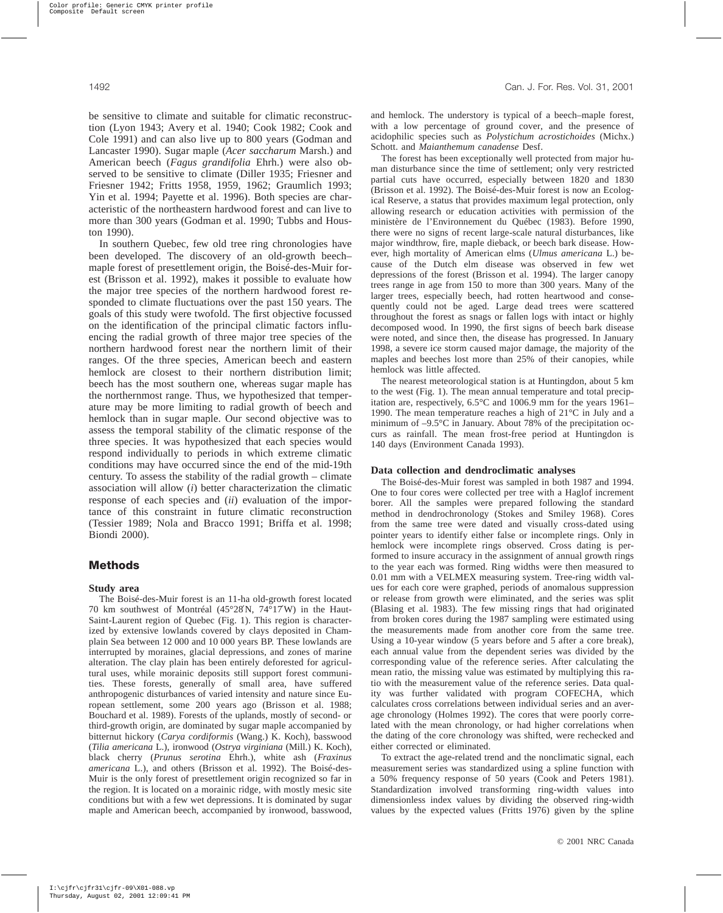be sensitive to climate and suitable for climatic reconstruction (Lyon 1943; Avery et al. 1940; Cook 1982; Cook and Cole 1991) and can also live up to 800 years (Godman and Lancaster 1990). Sugar maple (*Acer saccharum* Marsh.) and American beech (*Fagus grandifolia* Ehrh.) were also observed to be sensitive to climate (Diller 1935; Friesner and Friesner 1942; Fritts 1958, 1959, 1962; Graumlich 1993; Yin et al. 1994; Payette et al. 1996). Both species are characteristic of the northeastern hardwood forest and can live to more than 300 years (Godman et al. 1990; Tubbs and Houston 1990).

In southern Quebec, few old tree ring chronologies have been developed. The discovery of an old-growth beech–maple forest of presettlement origin, the Boisé-des-Muir forest (Brisson et al. 1992), makes it possible to evaluate how the major tree species of the northern hardwood forest responded to climate fluctuations over the past 150 years. The goals of this study were twofold. The first objective focussed on the identification of the principal climatic factors influencing the radial growth of three major tree species of the northern hardwood forest near the northern limit of their ranges. Of the three species, American beech and eastern hemlock are closest to their northern distribution limit; beech has the most southern one, whereas sugar maple has the northernmost range. Thus, we hypothesized that temperature may be more limiting to radial growth of beech and hemlock than in sugar maple. Our second objective was to assess the temporal stability of the climatic response of the three species. It was hypothesized that each species would respond individually to periods in which extreme climatic conditions may have occurred since the end of the mid-19th century. To assess the stability of the radial growth – climate association will allow (*i*) better characterization the climatic response of each species and (*ii*) evaluation of the importance of this constraint in future climatic reconstruction (Tessier 1989; Nola and Bracco 1991; Briffa et al. 1998; Biondi 2000).

## Methods

### Study area

The Boisé-des-Muir forest is an 11-ha old-growth forest located 70 km southwest of Montréal (45°28′N, 74°17′W) in the Haut-Saint-Laurent region of Quebec (Fig. 1). This region is characterized by extensive lowlands covered by clays deposited in Champlain Sea between 12 000 and 10 000 years BP. These lowlands are interrupted by moraines, glacial depressions, and zones of marine alteration. The clay plain has been entirely deforested for agricultural uses, while morainic deposits still support forest communities. These forests, generally of small area, have suffered anthropogenic disturbances of varied intensity and nature since European settlement, some 200 years ago (Brisson et al. 1988; Bouchard et al. 1989). Forests of the uplands, mostly of second- or third-growth origin, are dominated by sugar maple accompanied by bitternut hickory (*Carya cordiformis* (Wang.) K. Koch), basswood (*Tilia americana* L.), ironwood (*Ostrya virginiana* (Mill.) K. Koch), black cherry (*Prunus serotina* Ehrh.), white ash (*Fraxinus americana* L.), and others (Brisson et al. 1992). The Boisé-des-Muir is the only forest of presettlement origin recognized so far in the region. It is located on a morainic ridge, with mostly mesic site conditions but with a few wet depressions. It is dominated by sugar maple and American beech, accompanied by ironwood, basswood, and hemlock. The understory is typical of a beech–maple forest, with a low percentage of ground cover, and the presence of acidophilic species such as *Polystichum acrostichoides* (Michx.) Schott. and *Maianthemum canadense* Desf.

The forest has been exceptionally well protected from major human disturbance since the time of settlement; only very restricted partial cuts have occurred, especially between 1820 and 1830 (Brisson et al. 1992). The Boisé-des-Muir forest is now an Ecological Reserve, a status that provides maximum legal protection, only allowing research or education activities with permission of the ministère de l'Environnement du Québec (1983). Before 1990, there were no signs of recent large-scale natural disturbances, like major windthrow, fire, maple dieback, or beech bark disease. However, high mortality of American elms (*Ulmus americana* L.) because of the Dutch elm disease was observed in few wet depressions of the forest (Brisson et al. 1994). The larger canopy trees range in age from 150 to more than 300 years. Many of the larger trees, especially beech, had rotten heartwood and consequently could not be aged. Large dead trees were scattered throughout the forest as snags or fallen logs with intact or highly decomposed wood. In 1990, the first signs of beech bark disease were noted, and since then, the disease has progressed. In January 1998, a severe ice storm caused major damage, the majority of the maples and beeches lost more than 25% of their canopies, while hemlock was little affected.

The nearest meteorological station is at Huntingdon, about 5 km to the west (Fig. 1). The mean annual temperature and total precipitation are, respectively, 6.5°C and 1006.9 mm for the years 1961–1990. The mean temperature reaches a high of 21°C in July and a minimum of –9.5°C in January. About 78% of the precipitation occurs as rainfall. The mean frost-free period at Huntingdon is 140 days (Environment Canada 1993).

### Data collection and dendroclimatic analyses

The Boisé-des-Muir forest was sampled in both 1987 and 1994. One to four cores were collected per tree with a Haglof increment borer. All the samples were prepared following the standard method in dendrochronology (Stokes and Smiley 1968). Cores from the same tree were dated and visually cross-dated using pointer years to identify either false or incomplete rings. Only in hemlock were incomplete rings observed. Cross dating is performed to insure accuracy in the assignment of annual growth rings to the year each was formed. Ring widths were then measured to 0.01 mm with a VELMEX measuring system. Tree-ring width values for each core were graphed, periods of anomalous suppression or release from growth were eliminated, and the series was split (Blasing et al. 1983). The few missing rings that had originated from broken cores during the 1987 sampling were estimated using the measurements made from another core from the same tree. Using a 10-year window (5 years before and 5 after a core break), each annual value from the dependent series was divided by the corresponding value of the reference series. After calculating the mean ratio, the missing value was estimated by multiplying this ratio with the measurement value of the reference series. Data quality was further validated with program COFECHA, which calculates cross correlations between individual series and an average chronology (Holmes 1992). The cores that were poorly correlated with the mean chronology, or had higher correlations when the dating of the core chronology was shifted, were rechecked and either corrected or eliminated.

To extract the age-related trend and the nonclimatic signal, each measurement series was standardized using a spline function with a 50% frequency response of 50 years (Cook and Peters 1981). Standardization involved transforming ring-width values into dimensionless index values by dividing the observed ring-width values by the expected values (Fritts 1976) given by the spline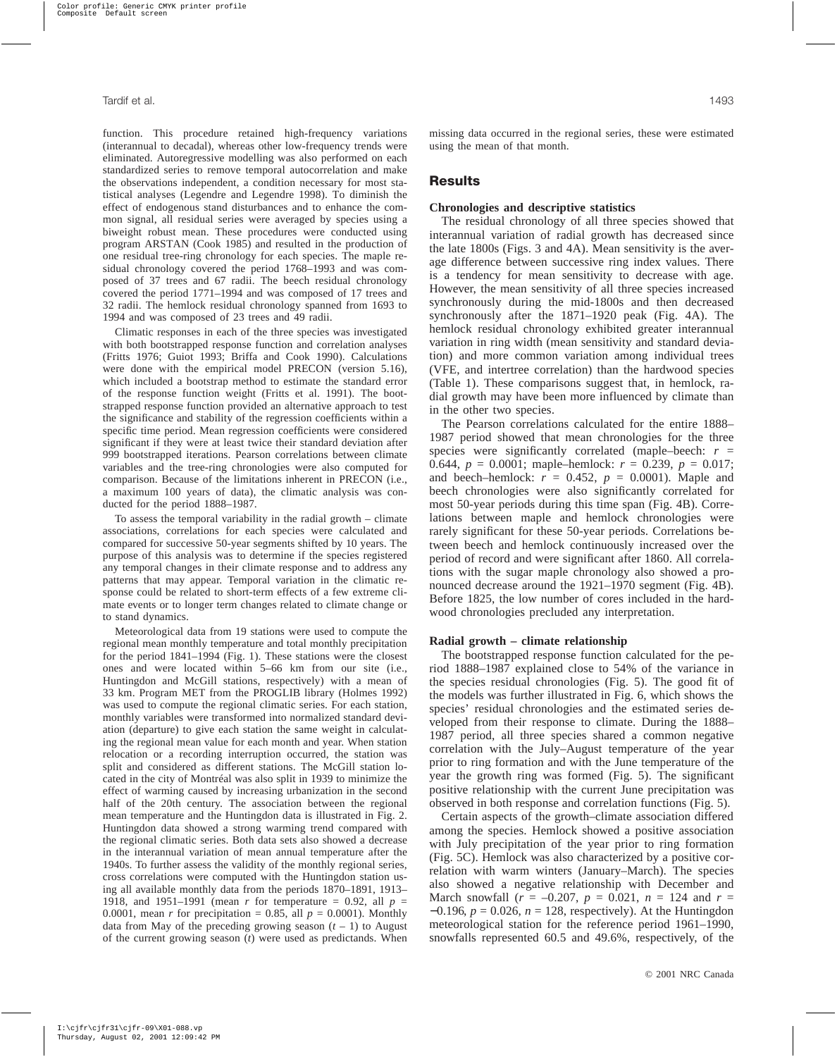function. This procedure retained high-frequency variations (interannual to decadal), whereas other low-frequency trends were eliminated. Autoregressive modelling was also performed on each standardized series to remove temporal autocorrelation and make the observations independent, a condition necessary for most statistical analyses (Legendre and Legendre 1998). To diminish the effect of endogenous stand disturbances and to enhance the common signal, all residual series were averaged by species using a biweight robust mean. These procedures were conducted using program ARSTAN (Cook 1985) and resulted in the production of one residual tree-ring chronology for each species. The maple residual chronology covered the period 1768–1993 and was composed of 37 trees and 67 radii. The beech residual chronology covered the period 1771–1994 and was composed of 17 trees and 32 radii. The hemlock residual chronology spanned from 1693 to 1994 and was composed of 23 trees and 49 radii.

Climatic responses in each of the three species was investigated with both bootstrapped response function and correlation analyses (Fritts 1976; Guiot 1993; Briffa and Cook 1990). Calculations were done with the empirical model PRECON (version 5.16), which included a bootstrap method to estimate the standard error of the response function weight (Fritts et al. 1991). The bootstrapped response function provided an alternative approach to test the significance and stability of the regression coefficients within a specific time period. Mean regression coefficients were considered significant if they were at least twice their standard deviation after 999 bootstrapped iterations. Pearson correlations between climate variables and the tree-ring chronologies were also computed for comparison. Because of the limitations inherent in PRECON (i.e., a maximum 100 years of data), the climatic analysis was conducted for the period 1888–1987.

To assess the temporal variability in the radial growth – climate associations, correlations for each species were calculated and compared for successive 50-year segments shifted by 10 years. The purpose of this analysis was to determine if the species registered any temporal changes in their climate response and to address any patterns that may appear. Temporal variation in the climatic response could be related to short-term effects of a few extreme climate events or to longer term changes related to climate change or to stand dynamics.

Meteorological data from 19 stations were used to compute the regional mean monthly temperature and total monthly precipitation for the period 1841–1994 (Fig. 1). These stations were the closest ones and were located within 5–66 km from our site (i.e., Huntingdon and McGill stations, respectively) with a mean of 33 km. Program MET from the PROGLIB library (Holmes 1992) was used to compute the regional climatic series. For each station, monthly variables were transformed into normalized standard deviation (departure) to give each station the same weight in calculating the regional mean value for each month and year. When station relocation or a recording interruption occurred, the station was split and considered as different stations. The McGill station located in the city of Montréal was also split in 1939 to minimize the effect of warming caused by increasing urbanization in the second half of the 20th century. The association between the regional mean temperature and the Huntingdon data is illustrated in Fig. 2. Huntingdon data showed a strong warming trend compared with the regional climatic series. Both data sets also showed a decrease in the interannual variation of mean annual temperature after the 1940s. To further assess the validity of the monthly regional series, cross correlations were computed with the Huntingdon station using all available monthly data from the periods 1870–1891, 1913–1918, and 1951–1991 (mean $r$ for temperature = 0.92, all $p$ = 0.0001, mean $r$ for precipitation = 0.85, all $p$ = 0.0001). Monthly data from May of the preceding growing season ($t$ – 1) to August of the current growing season ($t$) were used as predictands. When missing data occurred in the regional series, these were estimated using the mean of that month.

## Results

### Chronologies and descriptive statistics

The residual chronology of all three species showed that interannual variation of radial growth has decreased since the late 1800s (Figs. 3 and 4A). Mean sensitivity is the average difference between successive ring index values. There is a tendency for mean sensitivity to decrease with age. However, the mean sensitivity of all three species increased synchronously during the mid-1800s and then decreased synchronously after the 1871–1920 peak (Fig. 4A). The hemlock residual chronology exhibited greater interannual variation in ring width (mean sensitivity and standard deviation) and more common variation among individual trees (VFE, and intertree correlation) than the hardwood species (Table 1). These comparisons suggest that, in hemlock, radial growth may have been more influenced by climate than in the other two species.

The Pearson correlations calculated for the entire 1888–1987 period showed that mean chronologies for the three species were significantly correlated (maple–beech: $r$ = 0.644, $p$ = 0.0001; maple–hemlock: $r$ = 0.239, $p$ = 0.017; and beech–hemlock: $r$ = 0.452, $p$ = 0.0001). Maple and beech chronologies were also significantly correlated for most 50-year periods during this time span (Fig. 4B). Correlations between maple and hemlock chronologies were rarely significant for these 50-year periods. Correlations between beech and hemlock continuously increased over the period of record and were significant after 1860. All correlations with the sugar maple chronology also showed a pronounced decrease around the 1921–1970 segment (Fig. 4B). Before 1825, the low number of cores included in the hardwood chronologies precluded any interpretation.

### Radial growth – climate relationship

The bootstrapped response function calculated for the period 1888–1987 explained close to 54% of the variance in the species residual chronologies (Fig. 5). The good fit of the models was further illustrated in Fig. 6, which shows the species' residual chronologies and the estimated series developed from their response to climate. During the 1888–1987 period, all three species shared a common negative correlation with the July–August temperature of the year prior to ring formation and with the June temperature of the year the growth ring was formed (Fig. 5). The significant positive relationship with the current June precipitation was observed in both response and correlation functions (Fig. 5).

Certain aspects of the growth–climate association differed among the species. Hemlock showed a positive association with July precipitation of the year prior to ring formation (Fig. 5C). Hemlock was also characterized by a positive correlation with warm winters (January–March). The species also showed a negative relationship with December and March snowfall ($r$ = –0.207, $p$ = 0.021, $n$ = 124 and $r$ = −0.196, $p$ = 0.026, $n$ = 128, respectively). At the Huntingdon meteorological station for the reference period 1961–1990, snowfalls represented 60.5 and 49.6%, respectively, of the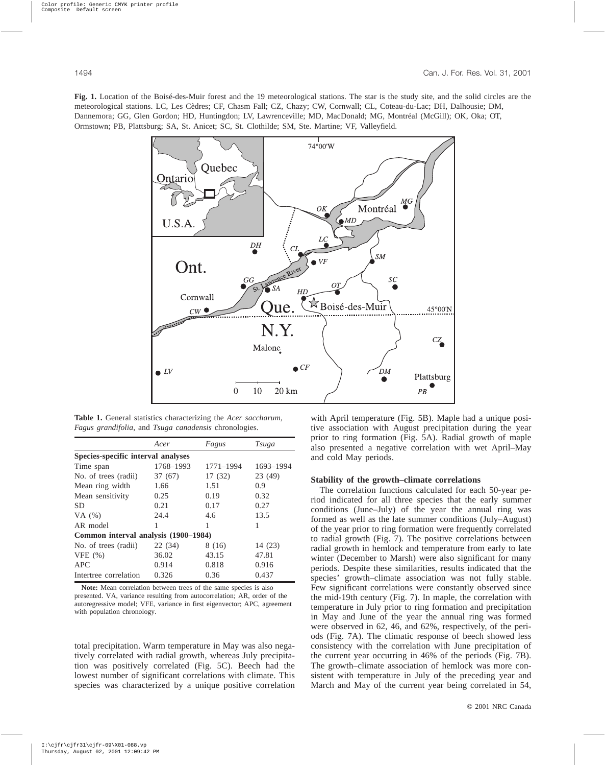**Fig. 1.** Location of the Boisé-des-Muir forest and the 19 meteorological stations. The star is the study site, and the solid circles are the meteorological stations. LC, Les Cèdres; CF, Chasm Fall; CZ, Chazy; CW, Cornwall; CL, Coteau-du-Lac; DH, Dalhousie; DM, Dannemora; GG, Glen Gordon; HD, Huntingdon; LV, Lawrenceville; MD, MacDonald; MG, Montréal (McGill); OK, Oka; OT, Ormstown; PB, Plattsburg; SA, St. Anicet; SC, St. Clothilde; SM, Ste. Martine; VF, Valleyfield.

74°00'W
Quebec
Ontario
U.S.A.
MG
OK
Montréal
MD
LC
DH
CL
SM
VF
Ont.
SC
GG
St. Lawrence River
SA
OT
HD
Cornwall
Boisé-des-Muir
CW
Que.
45°00'N
N.Y.
CZ
Malone
CF
LV
DM
Plattsburg
PB
0 10 20 km

**Table 1.** General statistics characterizing the *Acer saccharum*, *Fagus grandifolia*, and *Tsuga canadensis* chronologies.

| | *Acer* | *Fagus* | *Tsuga* |
|---|---|---|---|
| **Species-specific interval analyses** | | | |
| Time span | 1768–1993 | 1771–1994 | 1693–1994 |
| No. of trees (radii) | 37 (67) | 17 (32) | 23 (49) |
| Mean ring width | 1.66 | 1.51 | 0.9 |
| Mean sensitivity | 0.25 | 0.19 | 0.32 |
| SD | 0.21 | 0.17 | 0.27 |
| VA (%) | 24.4 | 4.6 | 13.5 |
| AR model | 1 | 1 | 1 |
| **Common interval analysis (1900–1984)** | | | |
| No. of trees (radii) | 22 (34) | 8 (16) | 14 (23) |
| VFE (%) | 36.02 | 43.15 | 47.81 |
| APC | 0.914 | 0.818 | 0.916 |
| Intertree correlation | 0.326 | 0.36 | 0.437 |

**Note:** Mean correlation between trees of the same species is also presented. VA, variance resulting from autocorrelation; AR, order of the autoregressive model; VFE, variance in first eigenvector; APC, agreement with population chronology.

total precipitation. Warm temperature in May was also negatively correlated with radial growth, whereas July precipitation was positively correlated (Fig. 5C). Beech had the lowest number of significant correlations with climate. This species was characterized by a unique positive correlation with April temperature (Fig. 5B). Maple had a unique positive association with August precipitation during the year prior to ring formation (Fig. 5A). Radial growth of maple also presented a negative correlation with wet April–May and cold May periods.

### Stability of the growth–climate correlations

The correlation functions calculated for each 50-year period indicated for all three species that the early summer conditions (June–July) of the year the annual ring was formed as well as the late summer conditions (July–August) of the year prior to ring formation were frequently correlated to radial growth (Fig. 7). The positive correlations between radial growth in hemlock and temperature from early to late winter (December to Marsh) were also significant for many periods. Despite these similarities, results indicated that the species' growth–climate association was not fully stable. Few significant correlations were constantly observed since the mid-19th century (Fig. 7). In maple, the correlation with temperature in July prior to ring formation and precipitation in May and June of the year the annual ring was formed were observed in 62, 46, and 62%, respectively, of the periods (Fig. 7A). The climatic response of beech showed less consistency with the correlation with June precipitation of the current year occurring in 46% of the periods (Fig. 7B). The growth–climate association of hemlock was more consistent with temperature in July of the preceding year and March and May of the current year being correlated in 54,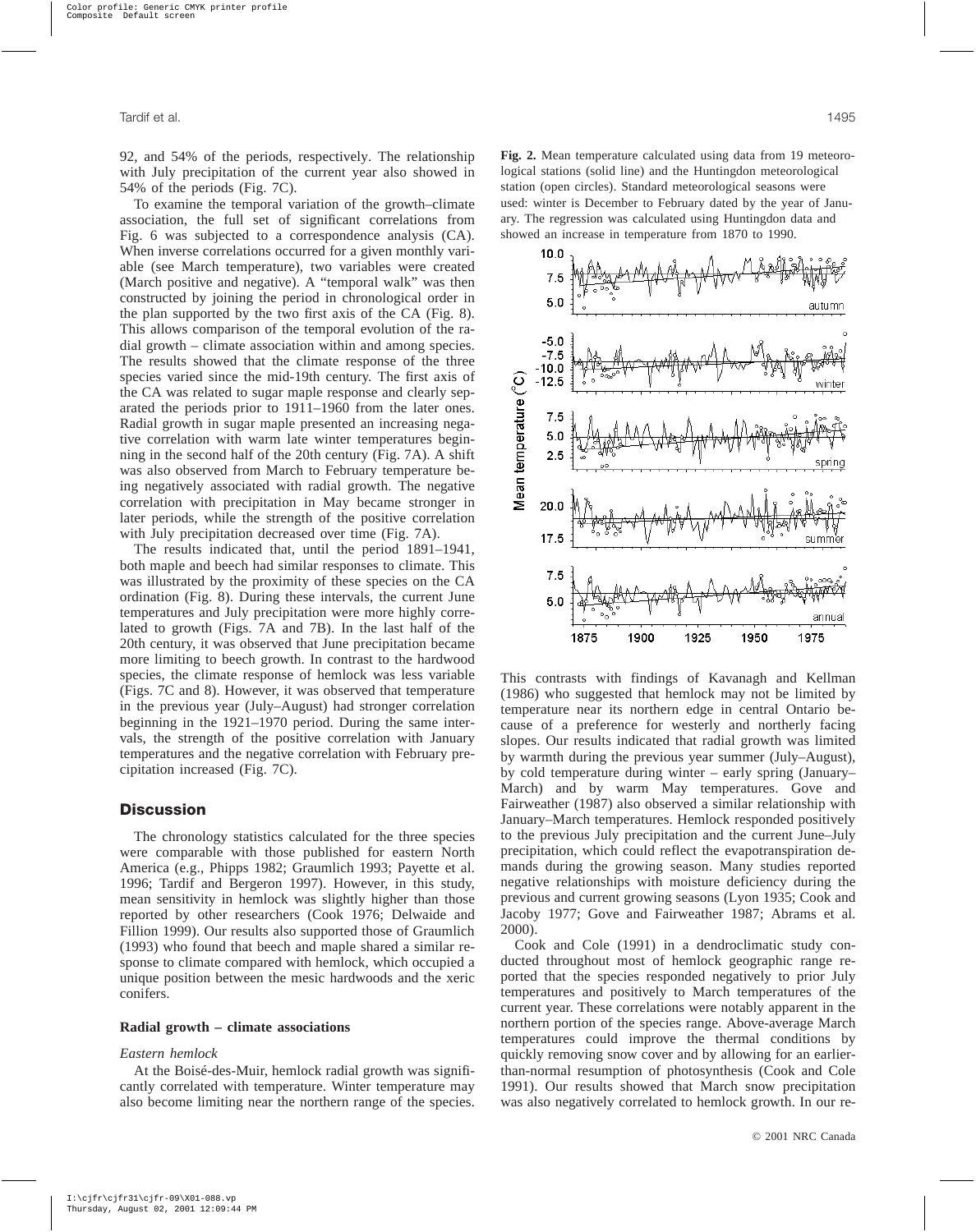92, and 54% of the periods, respectively. The relationship with July precipitation of the current year also showed in 54% of the periods (Fig. 7C).

To examine the temporal variation of the growth–climate association, the full set of significant correlations from Fig. 6 was subjected to a correspondence analysis (CA). When inverse correlations occurred for a given monthly variable (see March temperature), two variables were created (March positive and negative). A "temporal walk" was then constructed by joining the period in chronological order in the plan supported by the two first axis of the CA (Fig. 8). This allows comparison of the temporal evolution of the radial growth – climate association within and among species. The results showed that the climate response of the three species varied since the mid-19th century. The first axis of the CA was related to sugar maple response and clearly separated the periods prior to 1911–1960 from the later ones. Radial growth in sugar maple presented an increasing negative correlation with warm late winter temperatures beginning in the second half of the 20th century (Fig. 7A). A shift was also observed from March to February temperature being negatively associated with radial growth. The negative correlation with precipitation in May became stronger in later periods, while the strength of the positive correlation with July precipitation decreased over time (Fig. 7A).

The results indicated that, until the period 1891–1941, both maple and beech had similar responses to climate. This was illustrated by the proximity of these species on the CA ordination (Fig. 8). During these intervals, the current June temperatures and July precipitation were more highly correlated to growth (Figs. 7A and 7B). In the last half of the 20th century, it was observed that June precipitation became more limiting to beech growth. In contrast to the hardwood species, the climate response of hemlock was less variable (Figs. 7C and 8). However, it was observed that temperature in the previous year (July–August) had stronger correlation beginning in the 1921–1970 period. During the same intervals, the strength of the positive correlation with January temperatures and the negative correlation with February precipitation increased (Fig. 7C).

**Fig. 2.** Mean temperature calculated using data from 19 meteorological stations (solid line) and the Huntingdon meteorological station (open circles). Standard meteorological seasons were used: winter is December to February dated by the year of January. The regression was calculated using Huntingdon data and showed an increase in temperature from 1870 to 1990.

Mean temperature (°C)
10.0
7.5
5.0
autumn
-5.0
-7.5
-10.0
-12.5
winter
7.5
5.0
2.5
spring
20.0
17.5
summer
7.5
5.0
annual
1875 1900 1925 1950 1975

## Discussion

The chronology statistics calculated for the three species were comparable with those published for eastern North America (e.g., Phipps 1982; Graumlich 1993; Payette et al. 1996; Tardif and Bergeron 1997). However, in this study, mean sensitivity in hemlock was slightly higher than those reported by other researchers (Cook 1976; Delwaide and Fillion 1999). Our results also supported those of Graumlich (1993) who found that beech and maple shared a similar response to climate compared with hemlock, which occupied a unique position between the mesic hardwoods and the xeric conifers.

### Radial growth – climate associations

#### *Eastern hemlock*

At the Boisé-des-Muir, hemlock radial growth was significantly correlated with temperature. Winter temperature may also become limiting near the northern range of the species. This contrasts with findings of Kavanagh and Kellman (1986) who suggested that hemlock may not be limited by temperature near its northern edge in central Ontario because of a preference for westerly and northerly facing slopes. Our results indicated that radial growth was limited by warmth during the previous year summer (July–August), by cold temperature during winter – early spring (January–March) and by warm May temperatures. Gove and Fairweather (1987) also observed a similar relationship with January–March temperatures. Hemlock responded positively to the previous July precipitation and the current June–July precipitation, which could reflect the evapotranspiration demands during the growing season. Many studies reported negative relationships with moisture deficiency during the previous and current growing seasons (Lyon 1935; Cook and Jacoby 1977; Gove and Fairweather 1987; Abrams et al. 2000).

Cook and Cole (1991) in a dendroclimatic study conducted throughout most of hemlock geographic range reported that the species responded negatively to prior July temperatures and positively to March temperatures of the current year. These correlations were notably apparent in the northern portion of the species range. Above-average March temperatures could improve the thermal conditions by quickly removing snow cover and by allowing for an earlier-than-normal resumption of photosynthesis (Cook and Cole 1991). Our results showed that March snow precipitation was also negatively correlated to hemlock growth. In our re-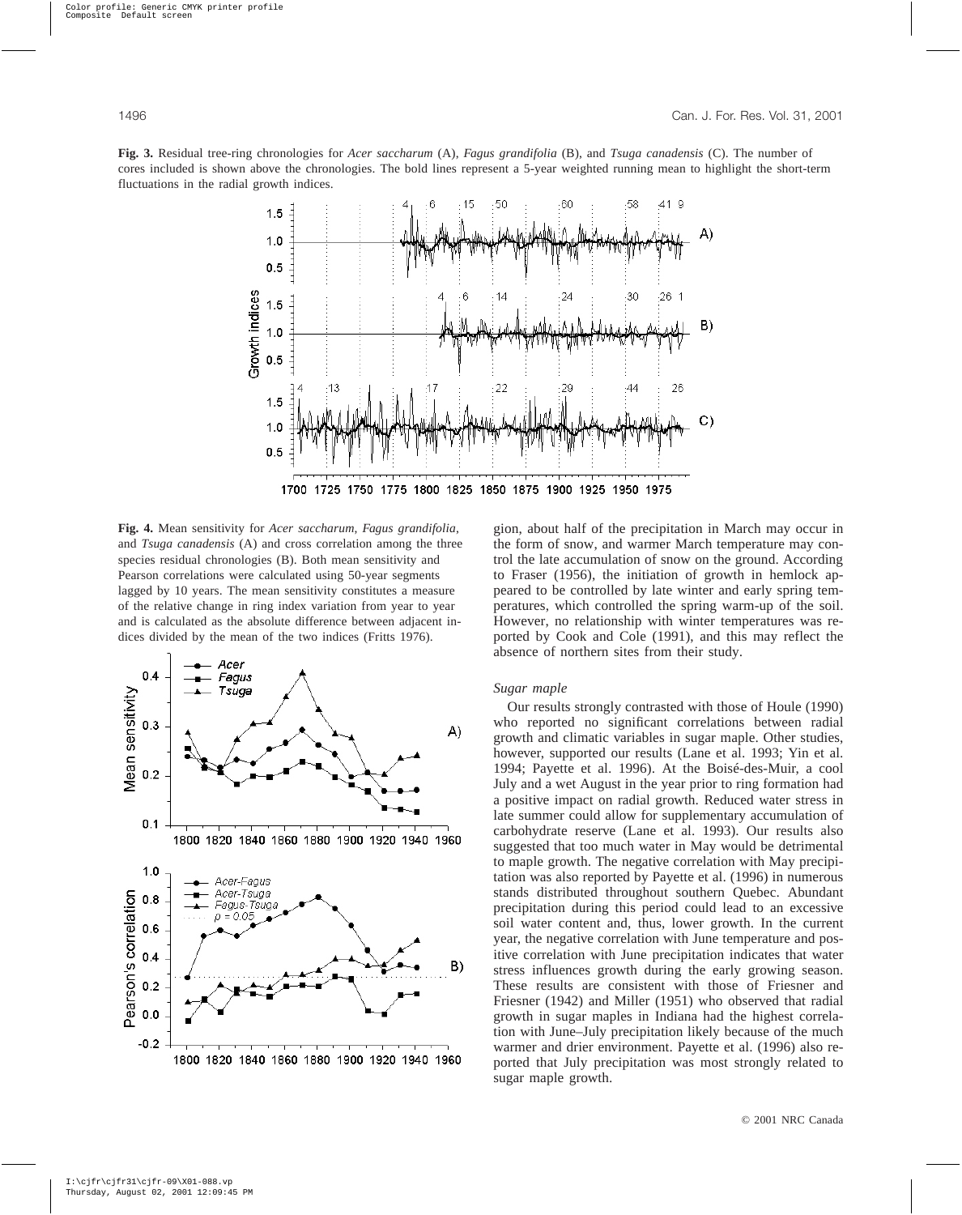**Fig. 3.** Residual tree-ring chronologies for *Acer saccharum* (A), *Fagus grandifolia* (B), and *Tsuga canadensis* (C). The number of cores included is shown above the chronologies. The bold lines represent a 5-year weighted running mean to highlight the short-term fluctuations in the radial growth indices.

Growth indices

A) 4 6 15 50 60 58 41 9

B) 4 6 14 24 30 26 1

C) 4 13 17 22 29 44 26

1.5
1.0
0.5

1700 1725 1750 1775 1800 1825 1850 1875 1900 1925 1950 1975

**Fig. 4.** Mean sensitivity for *Acer saccharum*, *Fagus grandifolia*, and *Tsuga canadensis* (A) and cross correlation among the three species residual chronologies (B). Both mean sensitivity and Pearson correlations were calculated using 50-year segments lagged by 10 years. The mean sensitivity constitutes a measure of the relative change in ring index variation from year to year and is calculated as the absolute difference between adjacent indices divided by the mean of the two indices (Fritts 1976).

A)

Acer
Fagus
Tsuga

Mean sensitivity

0.4
0.3
0.2
0.1

1800 1820 1840 1860 1880 1900 1920 1940 1960

B)

Acer-Fagus
Acer-Tsuga
Fagus-Tsuga
$p = 0.05$

Pearson's correlation

1.0
0.8
0.6
0.4
0.2
0.0
-0.2

1800 1820 1840 1860 1880 1900 1920 1940 1960

gion, about half of the precipitation in March may occur in the form of snow, and warmer March temperature may control the late accumulation of snow on the ground. According to Fraser (1956), the initiation of growth in hemlock appeared to be controlled by late winter and early spring temperatures, which controlled the spring warm-up of the soil. However, no relationship with winter temperatures was reported by Cook and Cole (1991), and this may reflect the absence of northern sites from their study.

### *Sugar maple*

Our results strongly contrasted with those of Houle (1990) who reported no significant correlations between radial growth and climatic variables in sugar maple. Other studies, however, supported our results (Lane et al. 1993; Yin et al. 1994; Payette et al. 1996). At the Boisé-des-Muir, a cool July and a wet August in the year prior to ring formation had a positive impact on radial growth. Reduced water stress in late summer could allow for supplementary accumulation of carbohydrate reserve (Lane et al. 1993). Our results also suggested that too much water in May would be detrimental to maple growth. The negative correlation with May precipitation was also reported by Payette et al. (1996) in numerous stands distributed throughout southern Quebec. Abundant precipitation during this period could lead to an excessive soil water content and, thus, lower growth. In the current year, the negative correlation with June temperature and positive correlation with June precipitation indicates that water stress influences growth during the early growing season. These results are consistent with those of Friesner and Friesner (1942) and Miller (1951) who observed that radial growth in sugar maples in Indiana had the highest correlation with June–July precipitation likely because of the much warmer and drier environment. Payette et al. (1996) also reported that July precipitation was most strongly related to sugar maple growth.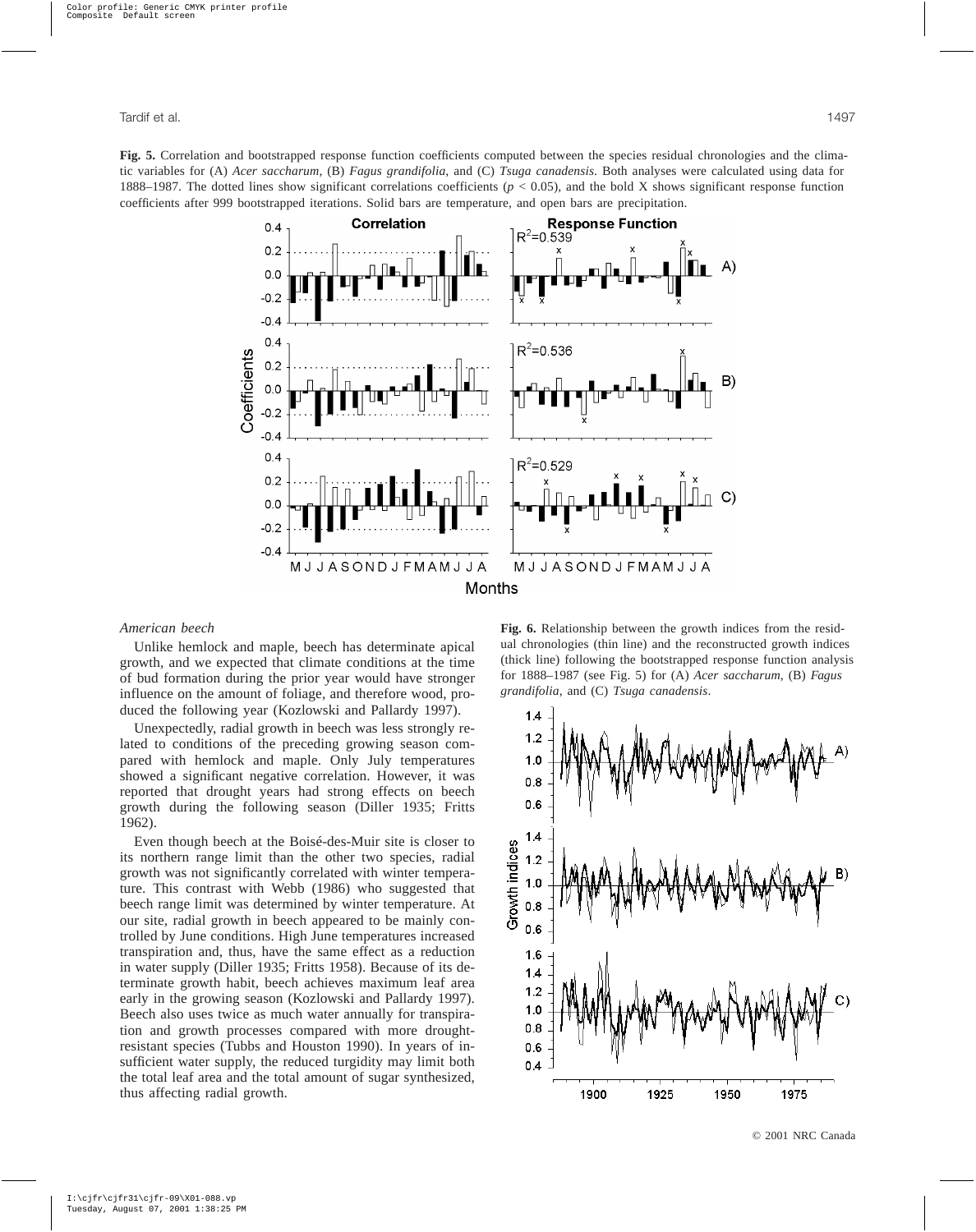**Fig. 5.** Correlation and bootstrapped response function coefficients computed between the species residual chronologies and the climatic variables for (A) *Acer saccharum*, (B) *Fagus grandifolia*, and (C) *Tsuga canadensis*. Both analyses were calculated using data for 1888–1987. The dotted lines show significant correlations coefficients ($p < 0.05$), and the bold X shows significant response function coefficients after 999 bootstrapped iterations. Solid bars are temperature, and open bars are precipitation.

Correlation
Response Function
$R^2$=0.539
$R^2$=0.536
$R^2$=0.529
A)
B)
C)
Coefficients
0.4
0.2
0.0
-0.2
-0.4
M J J A S O N D J F M A M J J A
M J J A S O N D J F M A M J J A
Months

*American beech*

Unlike hemlock and maple, beech has determinate apical growth, and we expected that climate conditions at the time of bud formation during the prior year would have stronger influence on the amount of foliage, and therefore wood, produced the following year (Kozlowski and Pallardy 1997).

Unexpectedly, radial growth in beech was less strongly related to conditions of the preceding growing season compared with hemlock and maple. Only July temperatures showed a significant negative correlation. However, it was reported that drought years had strong effects on beech growth during the following season (Diller 1935; Fritts 1962).

Even though beech at the Boisé-des-Muir site is closer to its northern range limit than the other two species, radial growth was not significantly correlated with winter temperature. This contrast with Webb (1986) who suggested that beech range limit was determined by winter temperature. At our site, radial growth in beech appeared to be mainly controlled by June conditions. High June temperatures increased transpiration and, thus, have the same effect as a reduction in water supply (Diller 1935; Fritts 1958). Because of its determinate growth habit, beech achieves maximum leaf area early in the growing season (Kozlowski and Pallardy 1997). Beech also uses twice as much water annually for transpiration and growth processes compared with more drought-resistant species (Tubbs and Houston 1990). In years of insufficient water supply, the reduced turgidity may limit both the total leaf area and the total amount of sugar synthesized, thus affecting radial growth.

**Fig. 6.** Relationship between the growth indices from the residual chronologies (thin line) and the reconstructed growth indices (thick line) following the bootstrapped response function analysis for 1888–1987 (see Fig. 5) for (A) *Acer saccharum*, (B) *Fagus grandifolia*, and (C) *Tsuga canadensis*.

Growth indices
1.4
1.2
1.0
0.8
0.6
1.6
0.4
A)
B)
C)
1900
1925
1950
1975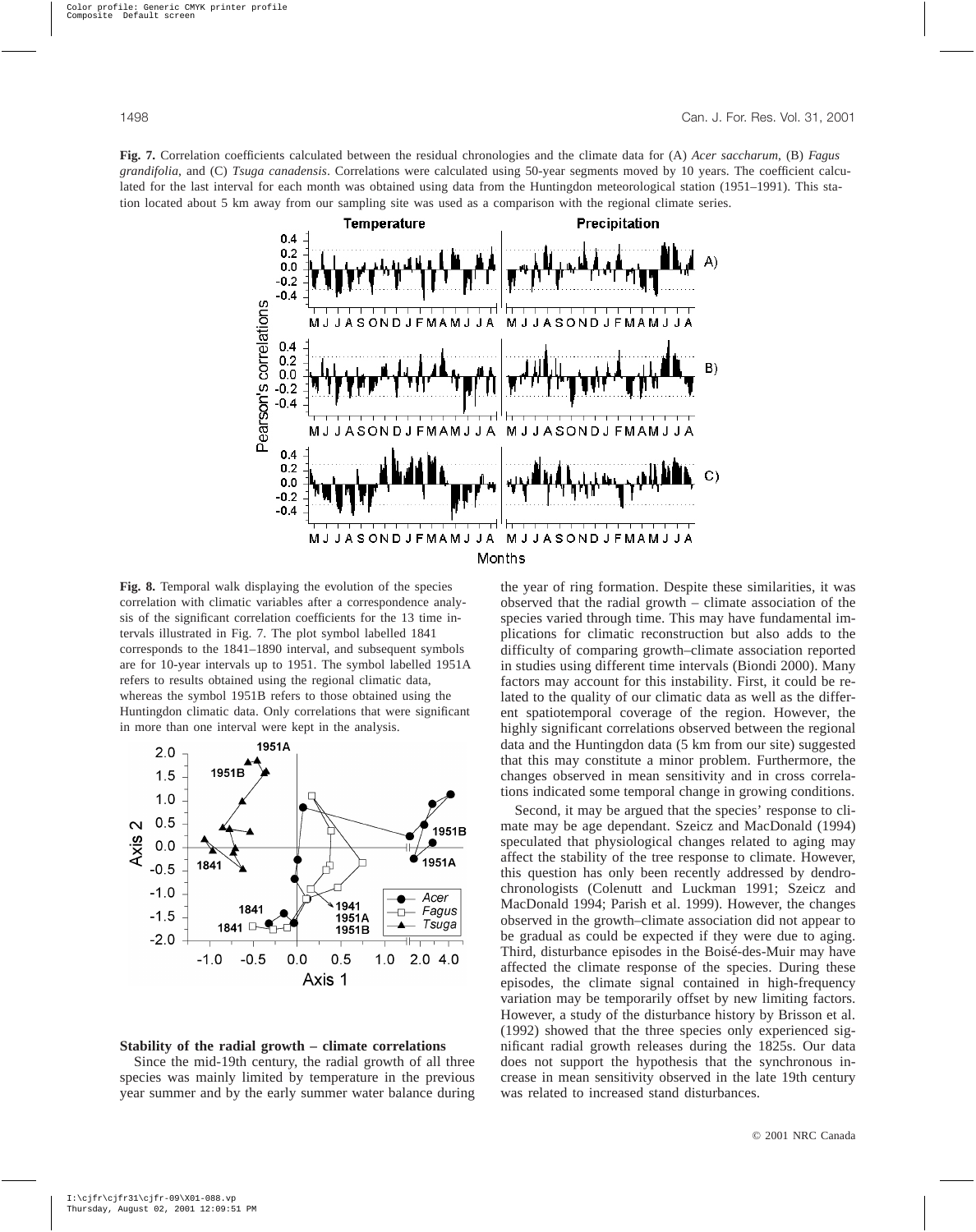**Fig. 7.** Correlation coefficients calculated between the residual chronologies and the climate data for (A) *Acer saccharum*, (B) *Fagus grandifolia*, and (C) *Tsuga canadensis*. Correlations were calculated using 50-year segments moved by 10 years. The coefficient calculated for the last interval for each month was obtained using data from the Huntingdon meteorological station (1951–1991). This station located about 5 km away from our sampling site was used as a comparison with the regional climate series.

Temperature

Precipitation

Pearson's correlations

0.4
0.2
0.0
-0.2
-0.4

M J J A S O N D J F M A M J J A

A)

B)

C)

Months

**Fig. 8.** Temporal walk displaying the evolution of the species correlation with climatic variables after a correspondence analysis of the significant correlation coefficients for the 13 time intervals illustrated in Fig. 7. The plot symbol labelled 1841 corresponds to the 1841–1890 interval, and subsequent symbols are for 10-year intervals up to 1951. The symbol labelled 1951A refers to results obtained using the regional climatic data, whereas the symbol 1951B refers to those obtained using the Huntingdon climatic data. Only correlations that were significant in more than one interval were kept in the analysis.

Axis 2

Axis 1

2.0
1.5
1.0
0.5
0.0
-0.5
-1.0
-1.5
-2.0

-1.0 -0.5 0.0 0.5 1.0 2.0 4.0

1951A
1951B
1841
1841
1841
1941
1951A
1951B
1951B
1951A

*Acer*
*Fagus*
*Tsuga*

### Stability of the radial growth – climate correlations

Since the mid-19th century, the radial growth of all three species was mainly limited by temperature in the previous year summer and by the early summer water balance during the year of ring formation. Despite these similarities, it was observed that the radial growth – climate association of the species varied through time. This may have fundamental implications for climatic reconstruction but also adds to the difficulty of comparing growth–climate association reported in studies using different time intervals (Biondi 2000). Many factors may account for this instability. First, it could be related to the quality of our climatic data as well as the different spatiotemporal coverage of the region. However, the highly significant correlations observed between the regional data and the Huntingdon data (5 km from our site) suggested that this may constitute a minor problem. Furthermore, the changes observed in mean sensitivity and in cross correlations indicated some temporal change in growing conditions.

Second, it may be argued that the species' response to climate may be age dependant. Szeicz and MacDonald (1994) speculated that physiological changes related to aging may affect the stability of the tree response to climate. However, this question has only been recently addressed by dendrochronologists (Colenutt and Luckman 1991; Szeicz and MacDonald 1994; Parish et al. 1999). However, the changes observed in the growth–climate association did not appear to be gradual as could be expected if they were due to aging. Third, disturbance episodes in the Boisé-des-Muir may have affected the climate response of the species. During these episodes, the climate signal contained in high-frequency variation may be temporarily offset by new limiting factors. However, a study of the disturbance history by Brisson et al. (1992) showed that the three species only experienced significant radial growth releases during the 1825s. Our data does not support the hypothesis that the synchronous increase in mean sensitivity observed in the late 19th century was related to increased stand disturbances.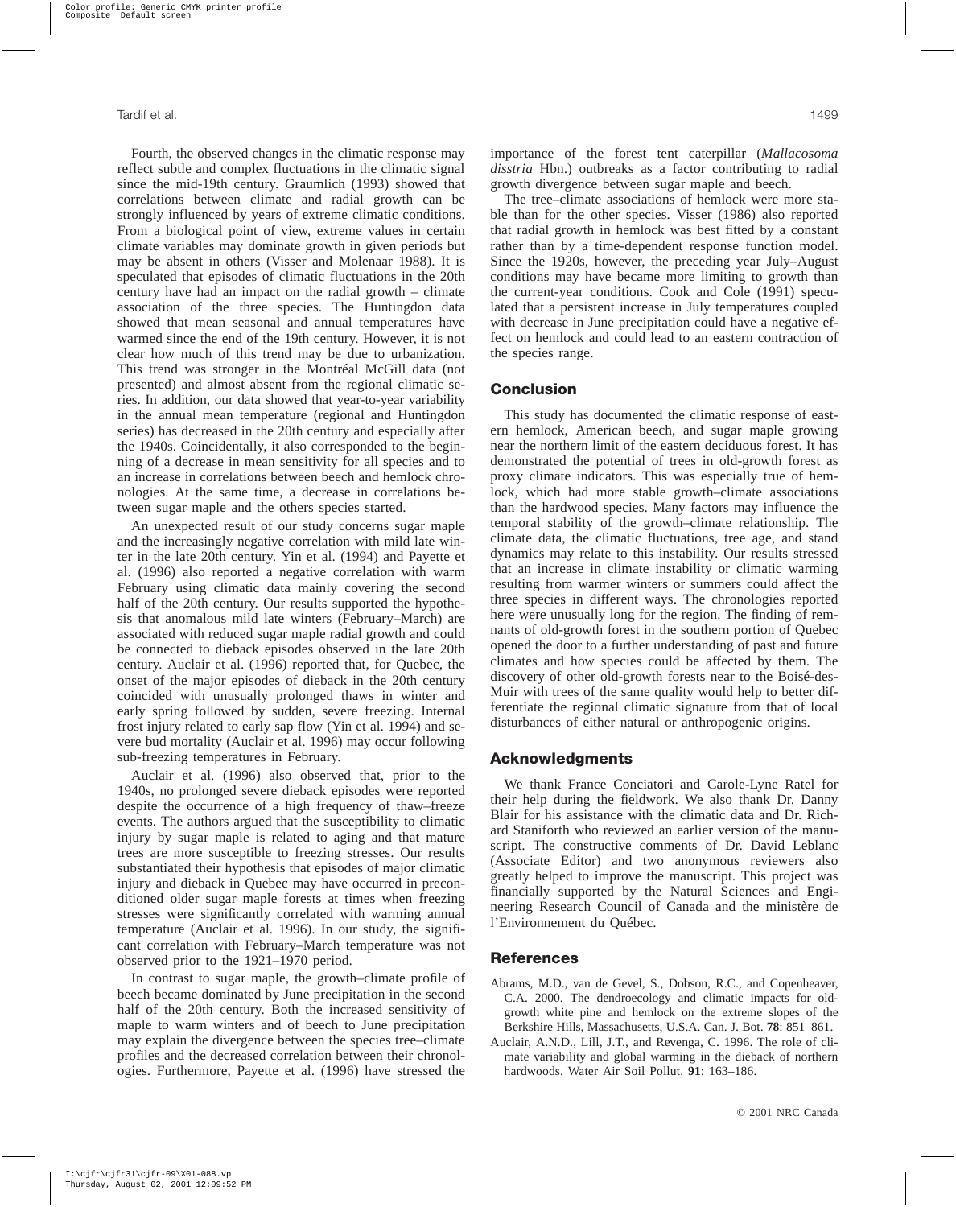Fourth, the observed changes in the climatic response may reflect subtle and complex fluctuations in the climatic signal since the mid-19th century. Graumlich (1993) showed that correlations between climate and radial growth can be strongly influenced by years of extreme climatic conditions. From a biological point of view, extreme values in certain climate variables may dominate growth in given periods but may be absent in others (Visser and Molenaar 1988). It is speculated that episodes of climatic fluctuations in the 20th century have had an impact on the radial growth – climate association of the three species. The Huntingdon data showed that mean seasonal and annual temperatures have warmed since the end of the 19th century. However, it is not clear how much of this trend may be due to urbanization. This trend was stronger in the Montréal McGill data (not presented) and almost absent from the regional climatic series. In addition, our data showed that year-to-year variability in the annual mean temperature (regional and Huntingdon series) has decreased in the 20th century and especially after the 1940s. Coincidentally, it also corresponded to the beginning of a decrease in mean sensitivity for all species and to an increase in correlations between beech and hemlock chronologies. At the same time, a decrease in correlations between sugar maple and the others species started.

An unexpected result of our study concerns sugar maple and the increasingly negative correlation with mild late winter in the late 20th century. Yin et al. (1994) and Payette et al. (1996) also reported a negative correlation with warm February using climatic data mainly covering the second half of the 20th century. Our results supported the hypothesis that anomalous mild late winters (February–March) are associated with reduced sugar maple radial growth and could be connected to dieback episodes observed in the late 20th century. Auclair et al. (1996) reported that, for Quebec, the onset of the major episodes of dieback in the 20th century coincided with unusually prolonged thaws in winter and early spring followed by sudden, severe freezing. Internal frost injury related to early sap flow (Yin et al. 1994) and severe bud mortality (Auclair et al. 1996) may occur following sub-freezing temperatures in February.

Auclair et al. (1996) also observed that, prior to the 1940s, no prolonged severe dieback episodes were reported despite the occurrence of a high frequency of thaw–freeze events. The authors argued that the susceptibility to climatic injury by sugar maple is related to aging and that mature trees are more susceptible to freezing stresses. Our results substantiated their hypothesis that episodes of major climatic injury and dieback in Quebec may have occurred in preconditioned older sugar maple forests at times when freezing stresses were significantly correlated with warming annual temperature (Auclair et al. 1996). In our study, the significant correlation with February–March temperature was not observed prior to the 1921–1970 period.

In contrast to sugar maple, the growth–climate profile of beech became dominated by June precipitation in the second half of the 20th century. Both the increased sensitivity of maple to warm winters and of beech to June precipitation may explain the divergence between the species tree–climate profiles and the decreased correlation between their chronologies. Furthermore, Payette et al. (1996) have stressed the importance of the forest tent caterpillar (*Mallacosoma disstria* Hbn.) outbreaks as a factor contributing to radial growth divergence between sugar maple and beech.

The tree–climate associations of hemlock were more stable than for the other species. Visser (1986) also reported that radial growth in hemlock was best fitted by a constant rather than by a time-dependent response function model. Since the 1920s, however, the preceding year July–August conditions may have became more limiting to growth than the current-year conditions. Cook and Cole (1991) speculated that a persistent increase in July temperatures coupled with decrease in June precipitation could have a negative effect on hemlock and could lead to an eastern contraction of the species range.

## Conclusion

This study has documented the climatic response of eastern hemlock, American beech, and sugar maple growing near the northern limit of the eastern deciduous forest. It has demonstrated the potential of trees in old-growth forest as proxy climate indicators. This was especially true of hemlock, which had more stable growth–climate associations than the hardwood species. Many factors may influence the temporal stability of the growth–climate relationship. The climate data, the climatic fluctuations, tree age, and stand dynamics may relate to this instability. Our results stressed that an increase in climate instability or climatic warming resulting from warmer winters or summers could affect the three species in different ways. The chronologies reported here were unusually long for the region. The finding of remnants of old-growth forest in the southern portion of Quebec opened the door to a further understanding of past and future climates and how species could be affected by them. The discovery of other old-growth forests near to the Boisé-des-Muir with trees of the same quality would help to better differentiate the regional climatic signature from that of local disturbances of either natural or anthropogenic origins.

## Acknowledgments

We thank France Conciatori and Carole-Lyne Ratel for their help during the fieldwork. We also thank Dr. Danny Blair for his assistance with the climatic data and Dr. Richard Staniforth who reviewed an earlier version of the manuscript. The constructive comments of Dr. David Leblanc (Associate Editor) and two anonymous reviewers also greatly helped to improve the manuscript. This project was financially supported by the Natural Sciences and Engineering Research Council of Canada and the ministère de l'Environnement du Québec.

## References

Abrams, M.D., van de Gevel, S., Dobson, R.C., and Copenheaver, C.A. 2000. The dendroecology and climatic impacts for old-growth white pine and hemlock on the extreme slopes of the Berkshire Hills, Massachusetts, U.S.A. Can. J. Bot. **78**: 851–861.

Auclair, A.N.D., Lill, J.T., and Revenga, C. 1996. The role of climate variability and global warming in the dieback of northern hardwoods. Water Air Soil Pollut. **91**: 163–186.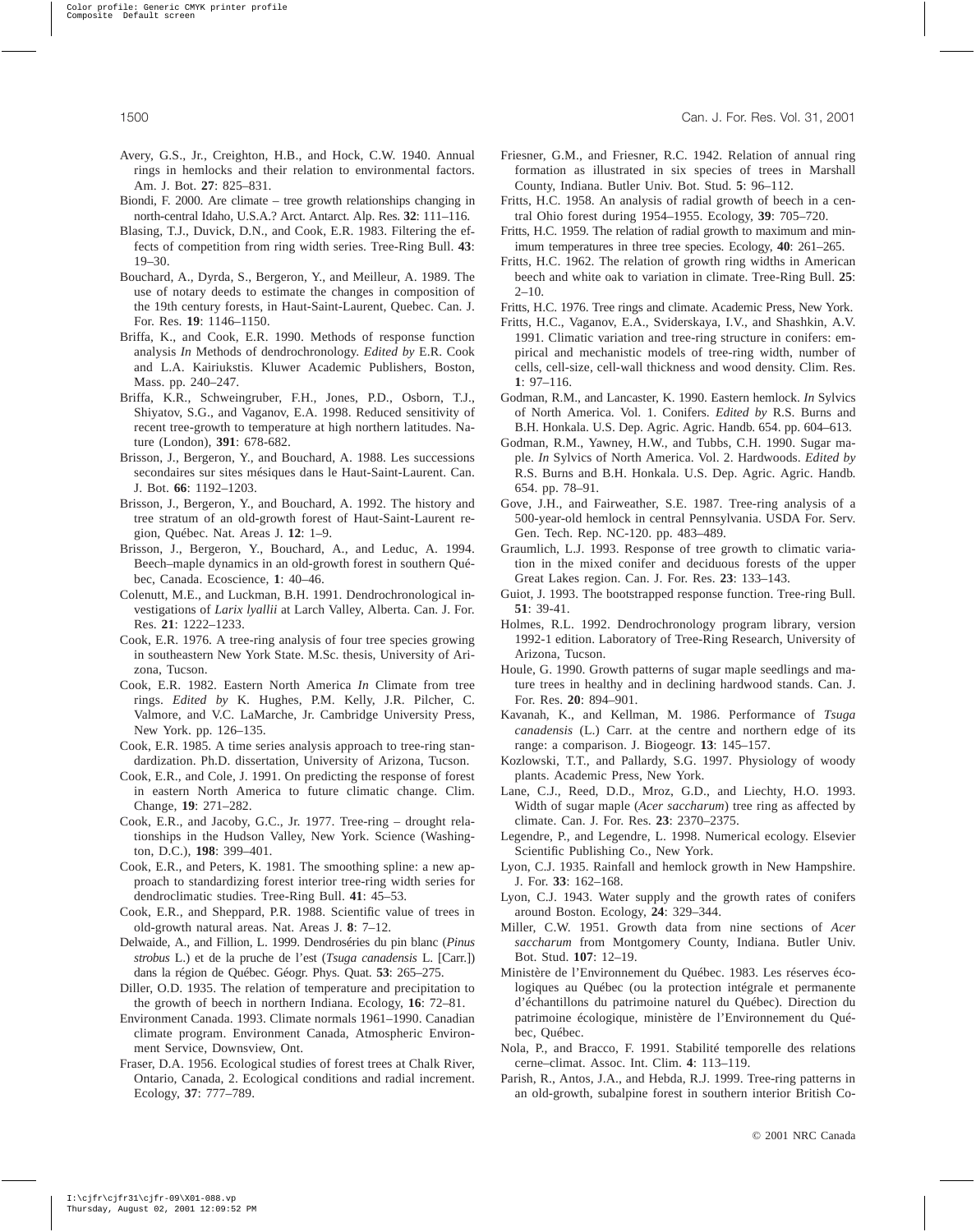Avery, G.S., Jr., Creighton, H.B., and Hock, C.W. 1940. Annual rings in hemlocks and their relation to environmental factors. Am. J. Bot. **27**: 825–831.

Biondi, F. 2000. Are climate – tree growth relationships changing in north-central Idaho, U.S.A.? Arct. Antarct. Alp. Res. **32**: 111–116.

Blasing, T.J., Duvick, D.N., and Cook, E.R. 1983. Filtering the effects of competition from ring width series. Tree-Ring Bull. **43**: 19–30.

Bouchard, A., Dyrda, S., Bergeron, Y., and Meilleur, A. 1989. The use of notary deeds to estimate the changes in composition of the 19th century forests, in Haut-Saint-Laurent, Quebec. Can. J. For. Res. **19**: 1146–1150.

Briffa, K., and Cook, E.R. 1990. Methods of response function analysis *In* Methods of dendrochronology. *Edited by* E.R. Cook and L.A. Kairiukstis. Kluwer Academic Publishers, Boston, Mass. pp. 240–247.

Briffa, K.R., Schweingruber, F.H., Jones, P.D., Osborn, T.J., Shiyatov, S.G., and Vaganov, E.A. 1998. Reduced sensitivity of recent tree-growth to temperature at high northern latitudes. Nature (London), **391**: 678-682.

Brisson, J., Bergeron, Y., and Bouchard, A. 1988. Les successions secondaires sur sites mésiques dans le Haut-Saint-Laurent. Can. J. Bot. **66**: 1192–1203.

Brisson, J., Bergeron, Y., and Bouchard, A. 1992. The history and tree stratum of an old-growth forest of Haut-Saint-Laurent region, Québec. Nat. Areas J. **12**: 1–9.

Brisson, J., Bergeron, Y., Bouchard, A., and Leduc, A. 1994. Beech–maple dynamics in an old-growth forest in southern Québec, Canada. Ecoscience, **1**: 40–46.

Colenutt, M.E., and Luckman, B.H. 1991. Dendrochronological investigations of *Larix lyallii* at Larch Valley, Alberta. Can. J. For. Res. **21**: 1222–1233.

Cook, E.R. 1976. A tree-ring analysis of four tree species growing in southeastern New York State. M.Sc. thesis, University of Arizona, Tucson.

Cook, E.R. 1982. Eastern North America *In* Climate from tree rings. *Edited by* K. Hughes, P.M. Kelly, J.R. Pilcher, C. Valmore, and V.C. LaMarche, Jr. Cambridge University Press, New York. pp. 126–135.

Cook, E.R. 1985. A time series analysis approach to tree-ring standardization. Ph.D. dissertation, University of Arizona, Tucson.

Cook, E.R., and Cole, J. 1991. On predicting the response of forest in eastern North America to future climatic change. Clim. Change, **19**: 271–282.

Cook, E.R., and Jacoby, G.C., Jr. 1977. Tree-ring – drought relationships in the Hudson Valley, New York. Science (Washington, D.C.), **198**: 399–401.

Cook, E.R., and Peters, K. 1981. The smoothing spline: a new approach to standardizing forest interior tree-ring width series for dendroclimatic studies. Tree-Ring Bull. **41**: 45–53.

Cook, E.R., and Sheppard, P.R. 1988. Scientific value of trees in old-growth natural areas. Nat. Areas J. **8**: 7–12.

Delwaide, A., and Fillion, L. 1999. Dendroséries du pin blanc (*Pinus strobus* L.) et de la pruche de l'est (*Tsuga canadensis* L. [Carr.]) dans la région de Québec. Géogr. Phys. Quat. **53**: 265–275.

Diller, O.D. 1935. The relation of temperature and precipitation to the growth of beech in northern Indiana. Ecology, **16**: 72–81.

Environment Canada. 1993. Climate normals 1961–1990. Canadian climate program. Environment Canada, Atmospheric Environment Service, Downsview, Ont.

Fraser, D.A. 1956. Ecological studies of forest trees at Chalk River, Ontario, Canada, 2. Ecological conditions and radial increment. Ecology, **37**: 777–789.

Friesner, G.M., and Friesner, R.C. 1942. Relation of annual ring formation as illustrated in six species of trees in Marshall County, Indiana. Butler Univ. Bot. Stud. **5**: 96–112.

Fritts, H.C. 1958. An analysis of radial growth of beech in a central Ohio forest during 1954–1955. Ecology, **39**: 705–720.

Fritts, H.C. 1959. The relation of radial growth to maximum and minimum temperatures in three tree species. Ecology, **40**: 261–265.

Fritts, H.C. 1962. The relation of growth ring widths in American beech and white oak to variation in climate. Tree-Ring Bull. **25**: 2–10.

Fritts, H.C. 1976. Tree rings and climate. Academic Press, New York.

Fritts, H.C., Vaganov, E.A., Sviderskaya, I.V., and Shashkin, A.V. 1991. Climatic variation and tree-ring structure in conifers: empirical and mechanistic models of tree-ring width, number of cells, cell-size, cell-wall thickness and wood density. Clim. Res. **1**: 97–116.

Godman, R.M., and Lancaster, K. 1990. Eastern hemlock. *In* Sylvics of North America. Vol. 1. Conifers. *Edited by* R.S. Burns and B.H. Honkala. U.S. Dep. Agric. Agric. Handb. 654. pp. 604–613.

Godman, R.M., Yawney, H.W., and Tubbs, C.H. 1990. Sugar maple. *In* Sylvics of North America. Vol. 2. Hardwoods. *Edited by* R.S. Burns and B.H. Honkala. U.S. Dep. Agric. Agric. Handb. 654. pp. 78–91.

Gove, J.H., and Fairweather, S.E. 1987. Tree-ring analysis of a 500-year-old hemlock in central Pennsylvania. USDA For. Serv. Gen. Tech. Rep. NC-120. pp. 483–489.

Graumlich, L.J. 1993. Response of tree growth to climatic variation in the mixed conifer and deciduous forests of the upper Great Lakes region. Can. J. For. Res. **23**: 133–143.

Guiot, J. 1993. The bootstrapped response function. Tree-ring Bull. **51**: 39-41.

Holmes, R.L. 1992. Dendrochronology program library, version 1992-1 edition. Laboratory of Tree-Ring Research, University of Arizona, Tucson.

Houle, G. 1990. Growth patterns of sugar maple seedlings and mature trees in healthy and in declining hardwood stands. Can. J. For. Res. **20**: 894–901.

Kavanah, K., and Kellman, M. 1986. Performance of *Tsuga canadensis* (L.) Carr. at the centre and northern edge of its range: a comparison. J. Biogeogr. **13**: 145–157.

Kozlowski, T.T., and Pallardy, S.G. 1997. Physiology of woody plants. Academic Press, New York.

Lane, C.J., Reed, D.D., Mroz, G.D., and Liechty, H.O. 1993. Width of sugar maple (*Acer saccharum*) tree ring as affected by climate. Can. J. For. Res. **23**: 2370–2375.

Legendre, P., and Legendre, L. 1998. Numerical ecology. Elsevier Scientific Publishing Co., New York.

Lyon, C.J. 1935. Rainfall and hemlock growth in New Hampshire. J. For. **33**: 162–168.

Lyon, C.J. 1943. Water supply and the growth rates of conifers around Boston. Ecology, **24**: 329–344.

Miller, C.W. 1951. Growth data from nine sections of *Acer saccharum* from Montgomery County, Indiana. Butler Univ. Bot. Stud. **107**: 12–19.

Ministère de l'Environnement du Québec. 1983. Les réserves écologiques au Québec (ou la protection intégrale et permanente d'échantillons du patrimoine naturel du Québec). Direction du patrimoine écologique, ministère de l'Environnement du Québec, Québec.

Nola, P., and Bracco, F. 1991. Stabilité temporelle des relations cerne–climat. Assoc. Int. Clim. **4**: 113–119.

Parish, R., Antos, J.A., and Hebda, R.J. 1999. Tree-ring patterns in an old-growth, subalpine forest in southern interior British Co-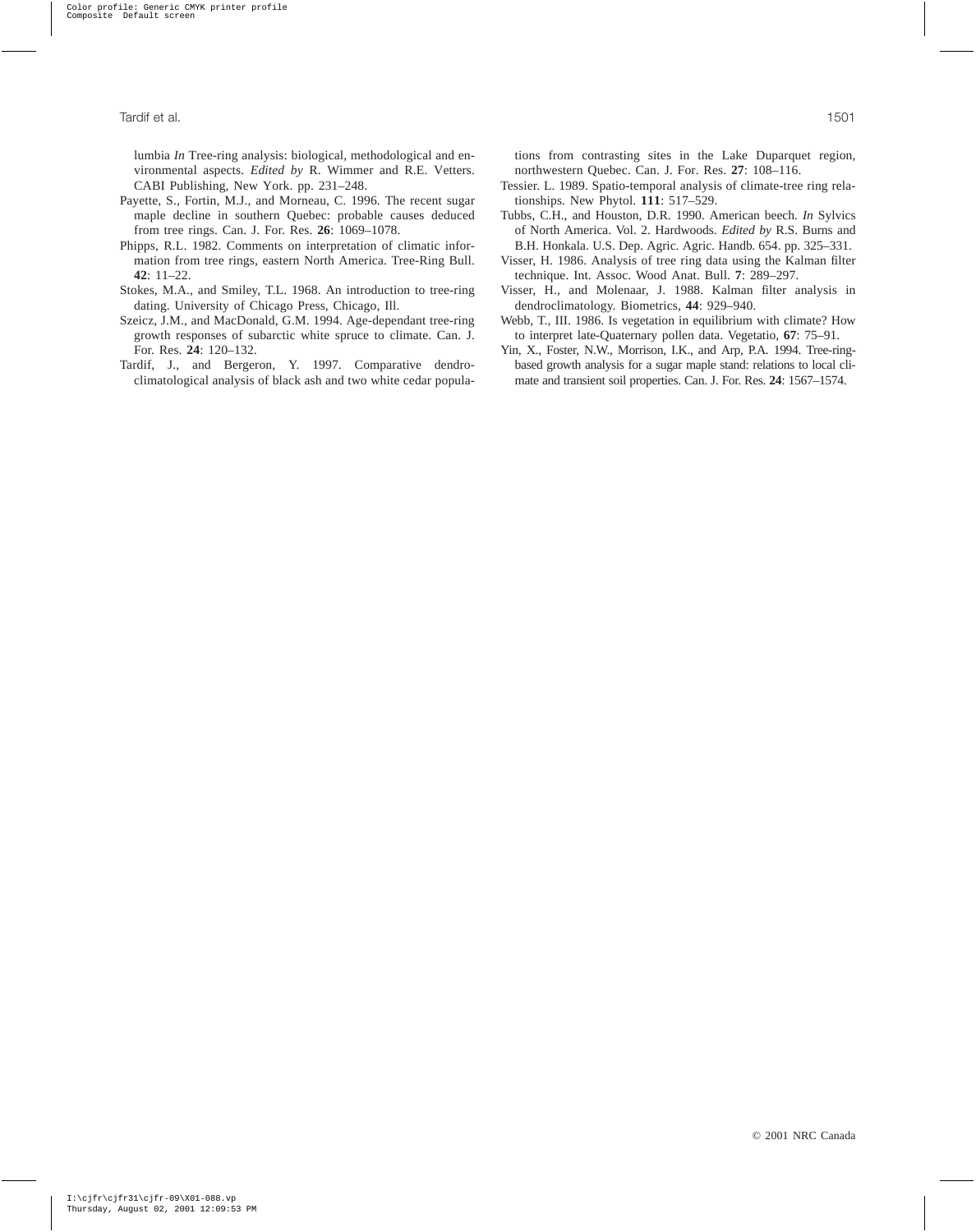lumbia *In* Tree-ring analysis: biological, methodological and environmental aspects. *Edited by* R. Wimmer and R.E. Vetters. CABI Publishing, New York. pp. 231–248.

Payette, S., Fortin, M.J., and Morneau, C. 1996. The recent sugar maple decline in southern Quebec: probable causes deduced from tree rings. Can. J. For. Res. **26**: 1069–1078.

Phipps, R.L. 1982. Comments on interpretation of climatic information from tree rings, eastern North America. Tree-Ring Bull. **42**: 11–22.

Stokes, M.A., and Smiley, T.L. 1968. An introduction to tree-ring dating. University of Chicago Press, Chicago, Ill.

Szeicz, J.M., and MacDonald, G.M. 1994. Age-dependant tree-ring growth responses of subarctic white spruce to climate. Can. J. For. Res. **24**: 120–132.

Tardif, J., and Bergeron, Y. 1997. Comparative dendroclimatological analysis of black ash and two white cedar populations from contrasting sites in the Lake Duparquet region, northwestern Quebec. Can. J. For. Res. **27**: 108–116.

Tessier. L. 1989. Spatio-temporal analysis of climate-tree ring relationships. New Phytol. **111**: 517–529.

Tubbs, C.H., and Houston, D.R. 1990. American beech. *In* Sylvics of North America. Vol. 2. Hardwoods. *Edited by* R.S. Burns and B.H. Honkala. U.S. Dep. Agric. Agric. Handb. 654. pp. 325–331.

Visser, H. 1986. Analysis of tree ring data using the Kalman filter technique. Int. Assoc. Wood Anat. Bull. **7**: 289–297.

Visser, H., and Molenaar, J. 1988. Kalman filter analysis in dendroclimatology. Biometrics, **44**: 929–940.

Webb, T., III. 1986. Is vegetation in equilibrium with climate? How to interpret late-Quaternary pollen data. Vegetatio, **67**: 75–91.

Yin, X., Foster, N.W., Morrison, I.K., and Arp, P.A. 1994. Tree-ring-based growth analysis for a sugar maple stand: relations to local climate and transient soil properties. Can. J. For. Res. **24**: 1567–1574.